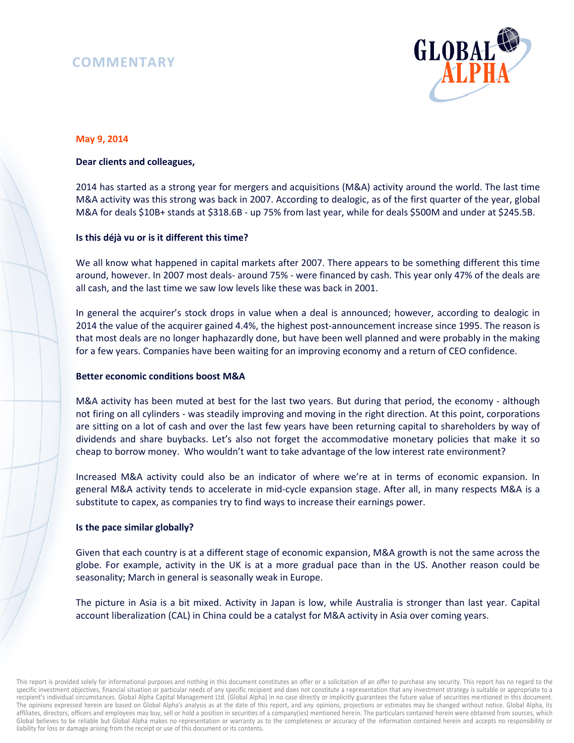# COMMENTARY

**May 9, 2014**

**Dear clients and colleagues,**

2014 has started as a strong year for mergers and acquisitions (M&A) activity around the world. The last time M&A activity was this strong was back in 2007. According to dealogic, as of the first quarter of the year, global M&A for deals $10B+ stands at $318.6B - up 75% from last year, while for deals $500M and under at $245.5B.

**Is this déjà vu or is it different this time?**

We all know what happened in capital markets after 2007. There appears to be something different this time around, however. In 2007 most deals- around 75% - were financed by cash. This year only 47% of the deals are all cash, and the last time we saw low levels like these was back in 2001.

In general the acquirer's stock drops in value when a deal is announced; however, according to dealogic in 2014 the value of the acquirer gained 4.4%, the highest post-announcement increase since 1995. The reason is that most deals are no longer haphazardly done, but have been well planned and were probably in the making for a few years. Companies have been waiting for an improving economy and a return of CEO confidence.

**Better economic conditions boost M&A**

M&A activity has been muted at best for the last two years. But during that period, the economy - although not firing on all cylinders - was steadily improving and moving in the right direction. At this point, corporations are sitting on a lot of cash and over the last few years have been returning capital to shareholders by way of dividends and share buybacks. Let's also not forget the accommodative monetary policies that make it so cheap to borrow money. Who wouldn't want to take advantage of the low interest rate environment?

Increased M&A activity could also be an indicator of where we're at in terms of economic expansion. In general M&A activity tends to accelerate in mid-cycle expansion stage. After all, in many respects M&A is a substitute to capex, as companies try to find ways to increase their earnings power.

**Is the pace similar globally?**

Given that each country is at a different stage of economic expansion, M&A growth is not the same across the globe. For example, activity in the UK is at a more gradual pace than in the US. Another reason could be seasonality; March in general is seasonally weak in Europe.

The picture in Asia is a bit mixed. Activity in Japan is low, while Australia is stronger than last year. Capital account liberalization (CAL) in China could be a catalyst for M&A activity in Asia over coming years.

This report is provided solely for informational purposes and nothing in this document constitutes an offer or a solicitation of an offer to purchase any security. This report has no regard to the specific investment objectives, financial situation or particular needs of any specific recipient and does not constitute a representation that any investment strategy is suitable or appropriate to a recipient's individual circumstances. Global Alpha Capital Management Ltd. (Global Alpha) in no case directly or implicitly guarantees the future value of securities mentioned in this document. The opinions expressed herein are based on Global Alpha's analysis as at the date of this report, and any opinions, projections or estimates may be changed without notice. Global Alpha, its affiliates, directors, officers and employees may buy, sell or hold a position in securities of a company(ies) mentioned herein. The particulars contained herein were obtained from sources, which Global believes to be reliable but Global Alpha makes no representation or warranty as to the completeness or accuracy of the information contained herein and accepts no responsibility or liability for loss or damage arising from the receipt or use of this document or its contents.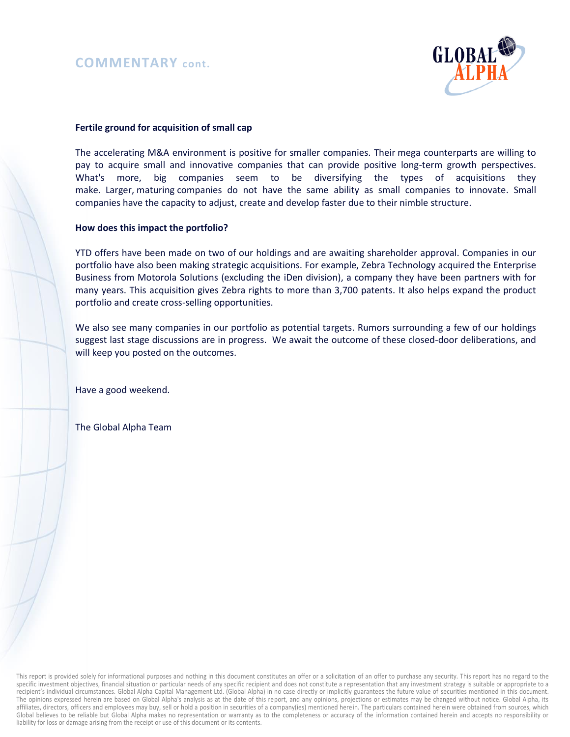## COMMENTARY cont.

**Fertile ground for acquisition of small cap**

The accelerating M&A environment is positive for smaller companies. Their mega counterparts are willing to pay to acquire small and innovative companies that can provide positive long-term growth perspectives. What's more, big companies seem to be diversifying the types of acquisitions they make. Larger, maturing companies do not have the same ability as small companies to innovate. Small companies have the capacity to adjust, create and develop faster due to their nimble structure.

**How does this impact the portfolio?**

YTD offers have been made on two of our holdings and are awaiting shareholder approval. Companies in our portfolio have also been making strategic acquisitions. For example, Zebra Technology acquired the Enterprise Business from Motorola Solutions (excluding the iDen division), a company they have been partners with for many years. This acquisition gives Zebra rights to more than 3,700 patents. It also helps expand the product portfolio and create cross-selling opportunities.

We also see many companies in our portfolio as potential targets. Rumors surrounding a few of our holdings suggest last stage discussions are in progress. We await the outcome of these closed-door deliberations, and will keep you posted on the outcomes.

Have a good weekend.

The Global Alpha Team

This report is provided solely for informational purposes and nothing in this document constitutes an offer or a solicitation of an offer to purchase any security. This report has no regard to the specific investment objectives, financial situation or particular needs of any specific recipient and does not constitute a representation that any investment strategy is suitable or appropriate to a recipient's individual circumstances. Global Alpha Capital Management Ltd. (Global Alpha) in no case directly or implicitly guarantees the future value of securities mentioned in this document. The opinions expressed herein are based on Global Alpha's analysis as at the date of this report, and any opinions, projections or estimates may be changed without notice. Global Alpha, its affiliates, directors, officers and employees may buy, sell or hold a position in securities of a company(ies) mentioned herein. The particulars contained herein were obtained from sources, which Global believes to be reliable but Global Alpha makes no representation or warranty as to the completeness or accuracy of the information contained herein and accepts no responsibility or liability for loss or damage arising from the receipt or use of this document or its contents.